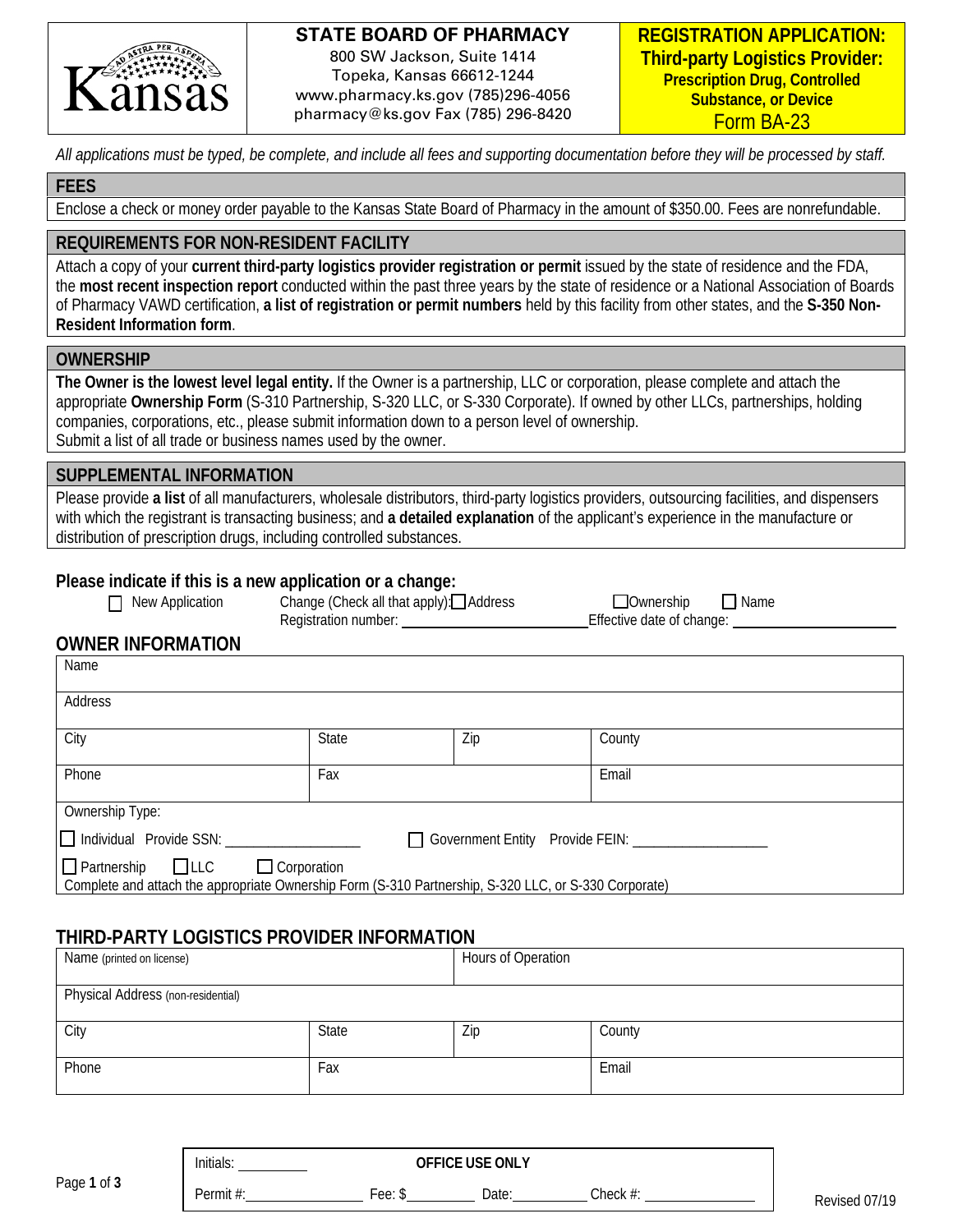**STATE BOARD OF PHARMACY**
800 SW Jackson, Suite 1414
Topeka, Kansas 66612-1244
www.pharmacy.ks.gov (785)296-4056
pharmacy@ks.gov Fax (785) 296-8420

**REGISTRATION APPLICATION: Third-party Logistics Provider: Prescription Drug, Controlled Substance, or Device**
Form BA-23

*All applications must be typed, be complete, and include all fees and supporting documentation before they will be processed by staff.*

## FEES

Enclose a check or money order payable to the Kansas State Board of Pharmacy in the amount of $350.00. Fees are nonrefundable.

## REQUIREMENTS FOR NON-RESIDENT FACILITY

Attach a copy of your **current third-party logistics provider registration or permit** issued by the state of residence and the FDA, the **most recent inspection report** conducted within the past three years by the state of residence or a National Association of Boards of Pharmacy VAWD certification, **a list of registration or permit numbers** held by this facility from other states, and the **S-350 Non-Resident Information form**.

## OWNERSHIP

**The Owner is the lowest level legal entity.** If the Owner is a partnership, LLC or corporation, please complete and attach the appropriate **Ownership Form** (S-310 Partnership, S-320 LLC, or S-330 Corporate). If owned by other LLCs, partnerships, holding companies, corporations, etc., please submit information down to a person level of ownership.
Submit a list of all trade or business names used by the owner.

## SUPPLEMENTAL INFORMATION

Please provide **a list** of all manufacturers, wholesale distributors, third-party logistics providers, outsourcing facilities, and dispensers with which the registrant is transacting business; and **a detailed explanation** of the applicant's experience in the manufacture or distribution of prescription drugs, including controlled substances.

### Please indicate if this is a new application or a change:

☐ New Application  Change (Check all that apply): ☐ Address  ☐ Ownership  ☐ Name
Registration number: ____________________ Effective date of change: ____________________

## OWNER INFORMATION

| Name | | | |
|---|---|---|---|
| Address | | | |
| City | State | Zip | County |
| Phone | Fax | | Email |

Ownership Type:

☐ Individual Provide SSN: ____________________  ☐ Government Entity Provide FEIN: ____________________

☐ Partnership ☐ LLC ☐ Corporation
Complete and attach the appropriate Ownership Form (S-310 Partnership, S-320 LLC, or S-330 Corporate)

## THIRD-PARTY LOGISTICS PROVIDER INFORMATION

| Name (printed on license) | | Hours of Operation | |
|---|---|---|---|
| Physical Address (non-residential) | | | |
| City | State | Zip | County |
| Phone | Fax | | Email |

**OFFICE USE ONLY**
Initials: __________
Permit #: ________________ Fee: $_________ Date: __________ Check #: ________________

Revised 07/19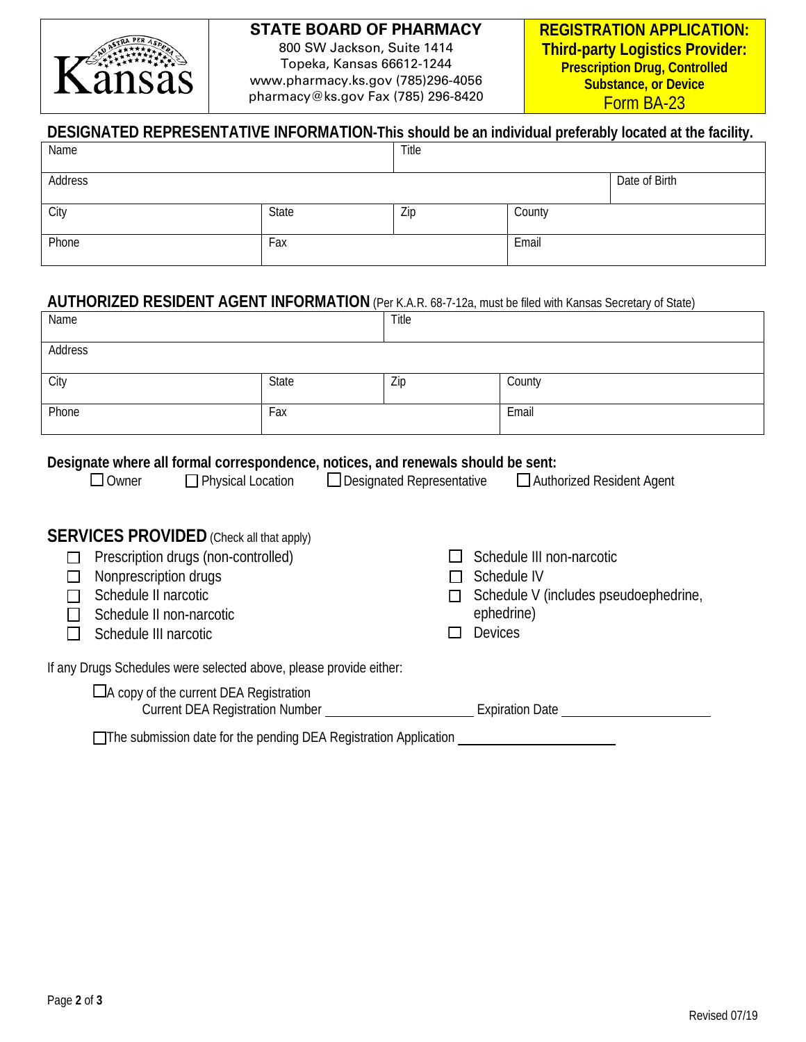Kansas

**STATE BOARD OF PHARMACY**
800 SW Jackson, Suite 1414
Topeka, Kansas 66612-1244
www.pharmacy.ks.gov (785)296-4056
pharmacy@ks.gov Fax (785) 296-8420

**REGISTRATION APPLICATION: Third-party Logistics Provider: Prescription Drug, Controlled Substance, or Device**
Form BA-23

## DESIGNATED REPRESENTATIVE INFORMATION-This should be an individual preferably located at the facility.

| Name | | Title | | |
|---|---|---|---|---|
| Address | | | | Date of Birth |
| City | State | Zip | County | |
| Phone | Fax | | Email | |

## AUTHORIZED RESIDENT AGENT INFORMATION (Per K.A.R. 68-7-12a, must be filed with Kansas Secretary of State)

| Name | | Title | |
|---|---|---|---|
| Address | | | |
| City | State | Zip | County |
| Phone | Fax | | Email |

**Designate where all formal correspondence, notices, and renewals should be sent:**

☐ Owner ☐ Physical Location ☐ Designated Representative ☐ Authorized Resident Agent

## SERVICES PROVIDED (Check all that apply)

- ☐ Prescription drugs (non-controlled)
- ☐ Nonprescription drugs
- ☐ Schedule II narcotic
- ☐ Schedule II non-narcotic
- ☐ Schedule III narcotic
- ☐ Schedule III non-narcotic
- ☐ Schedule IV
- ☐ Schedule V (includes pseudoephedrine, ephedrine)
- ☐ Devices

If any Drugs Schedules were selected above, please provide either:

☐ A copy of the current DEA Registration
Current DEA Registration Number ____________________ Expiration Date ____________________

☐ The submission date for the pending DEA Registration Application ____________________

Revised 07/19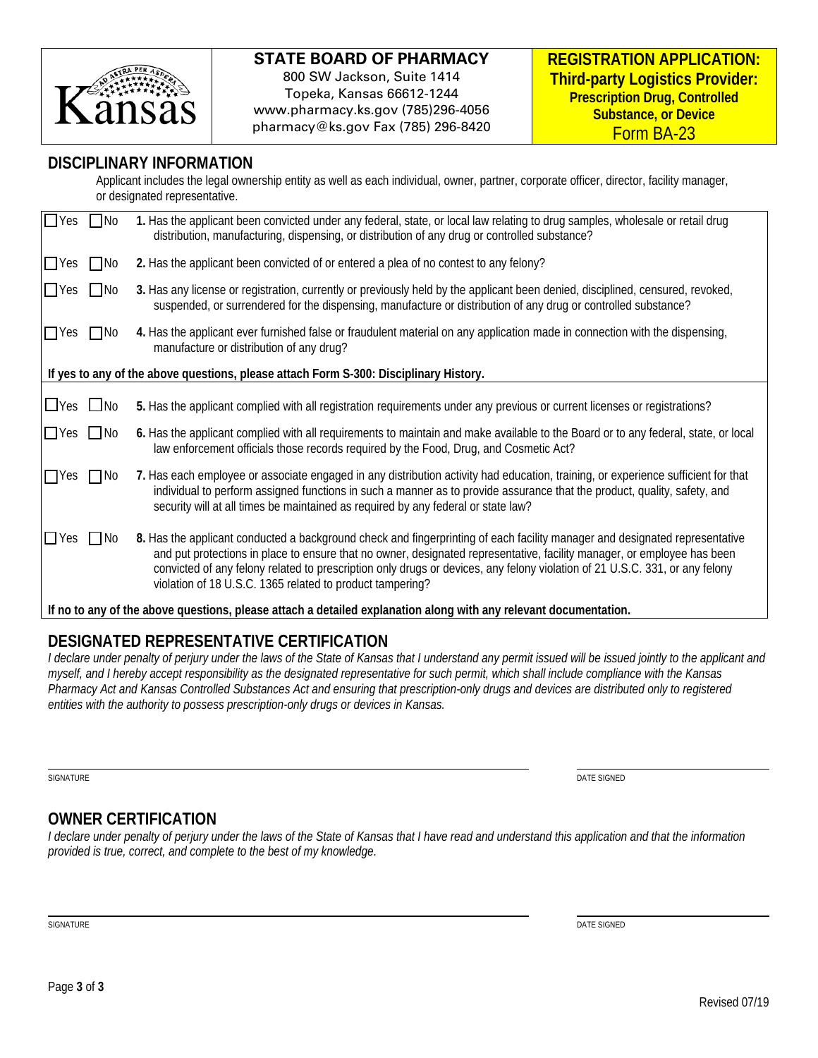**STATE BOARD OF PHARMACY**
800 SW Jackson, Suite 1414
Topeka, Kansas 66612-1244
www.pharmacy.ks.gov (785)296-4056
pharmacy@ks.gov Fax (785) 296-8420

**REGISTRATION APPLICATION: Third-party Logistics Provider: Prescription Drug, Controlled Substance, or Device**
Form BA-23

## DISCIPLINARY INFORMATION

Applicant includes the legal ownership entity as well as each individual, owner, partner, corporate officer, director, facility manager, or designated representative.

☐ Yes ☐ No **1.** Has the applicant been convicted under any federal, state, or local law relating to drug samples, wholesale or retail drug distribution, manufacturing, dispensing, or distribution of any drug or controlled substance?

☐ Yes ☐ No **2.** Has the applicant been convicted of or entered a plea of no contest to any felony?

☐ Yes ☐ No **3.** Has any license or registration, currently or previously held by the applicant been denied, disciplined, censured, revoked, suspended, or surrendered for the dispensing, manufacture or distribution of any drug or controlled substance?

☐ Yes ☐ No **4.** Has the applicant ever furnished false or fraudulent material on any application made in connection with the dispensing, manufacture or distribution of any drug?

**If yes to any of the above questions, please attach Form S-300: Disciplinary History.**

☐ Yes ☐ No **5.** Has the applicant complied with all registration requirements under any previous or current licenses or registrations?

☐ Yes ☐ No **6.** Has the applicant complied with all requirements to maintain and make available to the Board or to any federal, state, or local law enforcement officials those records required by the Food, Drug, and Cosmetic Act?

☐ Yes ☐ No **7.** Has each employee or associate engaged in any distribution activity had education, training, or experience sufficient for that individual to perform assigned functions in such a manner as to provide assurance that the product, quality, safety, and security will at all times be maintained as required by any federal or state law?

☐ Yes ☐ No **8.** Has the applicant conducted a background check and fingerprinting of each facility manager and designated representative and put protections in place to ensure that no owner, designated representative, facility manager, or employee has been convicted of any felony related to prescription only drugs or devices, any felony violation of 21 U.S.C. 331, or any felony violation of 18 U.S.C. 1365 related to product tampering?

**If no to any of the above questions, please attach a detailed explanation along with any relevant documentation.**

## DESIGNATED REPRESENTATIVE CERTIFICATION

*I declare under penalty of perjury under the laws of the State of Kansas that I understand any permit issued will be issued jointly to the applicant and myself, and I hereby accept responsibility as the designated representative for such permit, which shall include compliance with the Kansas Pharmacy Act and Kansas Controlled Substances Act and ensuring that prescription-only drugs and devices are distributed only to registered entities with the authority to possess prescription-only drugs or devices in Kansas.*

SIGNATURE ____________________ DATE SIGNED ____________________

## OWNER CERTIFICATION

*I declare under penalty of perjury under the laws of the State of Kansas that I have read and understand this application and that the information provided is true, correct, and complete to the best of my knowledge.*

SIGNATURE ____________________ DATE SIGNED ____________________

Revised 07/19